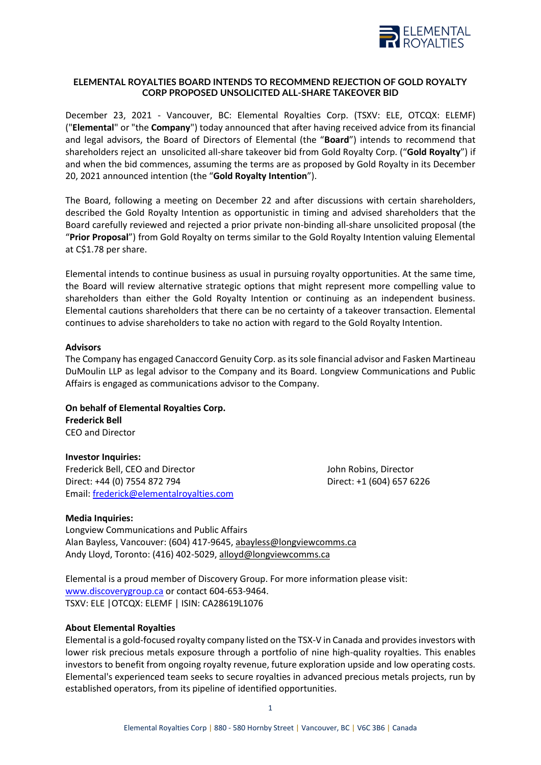# ELEMENTAL ROYALTIES BOARD INTENDS TO RECOMMEND REJECTION OF GOLD ROYALTY CORP PROPOSED UNSOLICITED ALL-SHARE TAKEOVER BID

December 23, 2021 - Vancouver, BC: Elemental Royalties Corp. (TSXV: ELE, OTCQX: ELEMF) ("**Elemental**" or "the **Company**") today announced that after having received advice from its financial and legal advisors, the Board of Directors of Elemental (the "**Board**") intends to recommend that shareholders reject an unsolicited all-share takeover bid from Gold Royalty Corp. ("**Gold Royalty**") if and when the bid commences, assuming the terms are as proposed by Gold Royalty in its December 20, 2021 announced intention (the "**Gold Royalty Intention**").

The Board, following a meeting on December 22 and after discussions with certain shareholders, described the Gold Royalty Intention as opportunistic in timing and advised shareholders that the Board carefully reviewed and rejected a prior private non-binding all-share unsolicited proposal (the "**Prior Proposal**") from Gold Royalty on terms similar to the Gold Royalty Intention valuing Elemental at C$1.78 per share.

Elemental intends to continue business as usual in pursuing royalty opportunities. At the same time, the Board will review alternative strategic options that might represent more compelling value to shareholders than either the Gold Royalty Intention or continuing as an independent business. Elemental cautions shareholders that there can be no certainty of a takeover transaction. Elemental continues to advise shareholders to take no action with regard to the Gold Royalty Intention.

**Advisors**

The Company has engaged Canaccord Genuity Corp. as its sole financial advisor and Fasken Martineau DuMoulin LLP as legal advisor to the Company and its Board. Longview Communications and Public Affairs is engaged as communications advisor to the Company.

**On behalf of Elemental Royalties Corp.**
**Frederick Bell**
CEO and Director

**Investor Inquiries:**

Frederick Bell, CEO and Director
Direct: +44 (0) 7554 872 794
Email: frederick@elementalroyalties.com

John Robins, Director
Direct: +1 (604) 657 6226

**Media Inquiries:**

Longview Communications and Public Affairs
Alan Bayless, Vancouver: (604) 417-9645, abayless@longviewcomms.ca
Andy Lloyd, Toronto: (416) 402-5029, alloyd@longviewcomms.ca

Elemental is a proud member of Discovery Group. For more information please visit: www.discoverygroup.ca or contact 604-653-9464.
TSXV: ELE |OTCQX: ELEMF | ISIN: CA28619L1076

**About Elemental Royalties**

Elemental is a gold-focused royalty company listed on the TSX-V in Canada and provides investors with lower risk precious metals exposure through a portfolio of nine high-quality royalties. This enables investors to benefit from ongoing royalty revenue, future exploration upside and low operating costs. Elemental's experienced team seeks to secure royalties in advanced precious metals projects, run by established operators, from its pipeline of identified opportunities.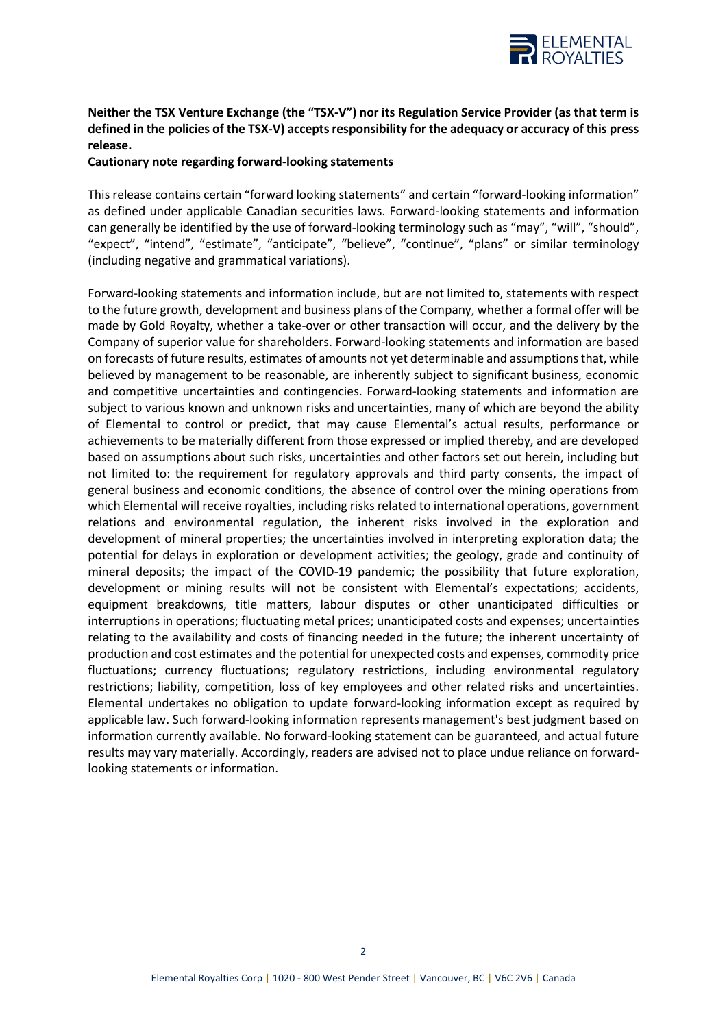**Neither the TSX Venture Exchange (the "TSX-V") nor its Regulation Service Provider (as that term is defined in the policies of the TSX-V) accepts responsibility for the adequacy or accuracy of this press release.**

**Cautionary note regarding forward-looking statements**

This release contains certain "forward looking statements" and certain "forward-looking information" as defined under applicable Canadian securities laws. Forward-looking statements and information can generally be identified by the use of forward-looking terminology such as "may", "will", "should", "expect", "intend", "estimate", "anticipate", "believe", "continue", "plans" or similar terminology (including negative and grammatical variations).

Forward-looking statements and information include, but are not limited to, statements with respect to the future growth, development and business plans of the Company, whether a formal offer will be made by Gold Royalty, whether a take-over or other transaction will occur, and the delivery by the Company of superior value for shareholders. Forward-looking statements and information are based on forecasts of future results, estimates of amounts not yet determinable and assumptions that, while believed by management to be reasonable, are inherently subject to significant business, economic and competitive uncertainties and contingencies. Forward-looking statements and information are subject to various known and unknown risks and uncertainties, many of which are beyond the ability of Elemental to control or predict, that may cause Elemental's actual results, performance or achievements to be materially different from those expressed or implied thereby, and are developed based on assumptions about such risks, uncertainties and other factors set out herein, including but not limited to: the requirement for regulatory approvals and third party consents, the impact of general business and economic conditions, the absence of control over the mining operations from which Elemental will receive royalties, including risks related to international operations, government relations and environmental regulation, the inherent risks involved in the exploration and development of mineral properties; the uncertainties involved in interpreting exploration data; the potential for delays in exploration or development activities; the geology, grade and continuity of mineral deposits; the impact of the COVID-19 pandemic; the possibility that future exploration, development or mining results will not be consistent with Elemental's expectations; accidents, equipment breakdowns, title matters, labour disputes or other unanticipated difficulties or interruptions in operations; fluctuating metal prices; unanticipated costs and expenses; uncertainties relating to the availability and costs of financing needed in the future; the inherent uncertainty of production and cost estimates and the potential for unexpected costs and expenses, commodity price fluctuations; currency fluctuations; regulatory restrictions, including environmental regulatory restrictions; liability, competition, loss of key employees and other related risks and uncertainties. Elemental undertakes no obligation to update forward-looking information except as required by applicable law. Such forward-looking information represents management's best judgment based on information currently available. No forward-looking statement can be guaranteed, and actual future results may vary materially. Accordingly, readers are advised not to place undue reliance on forward-looking statements or information.